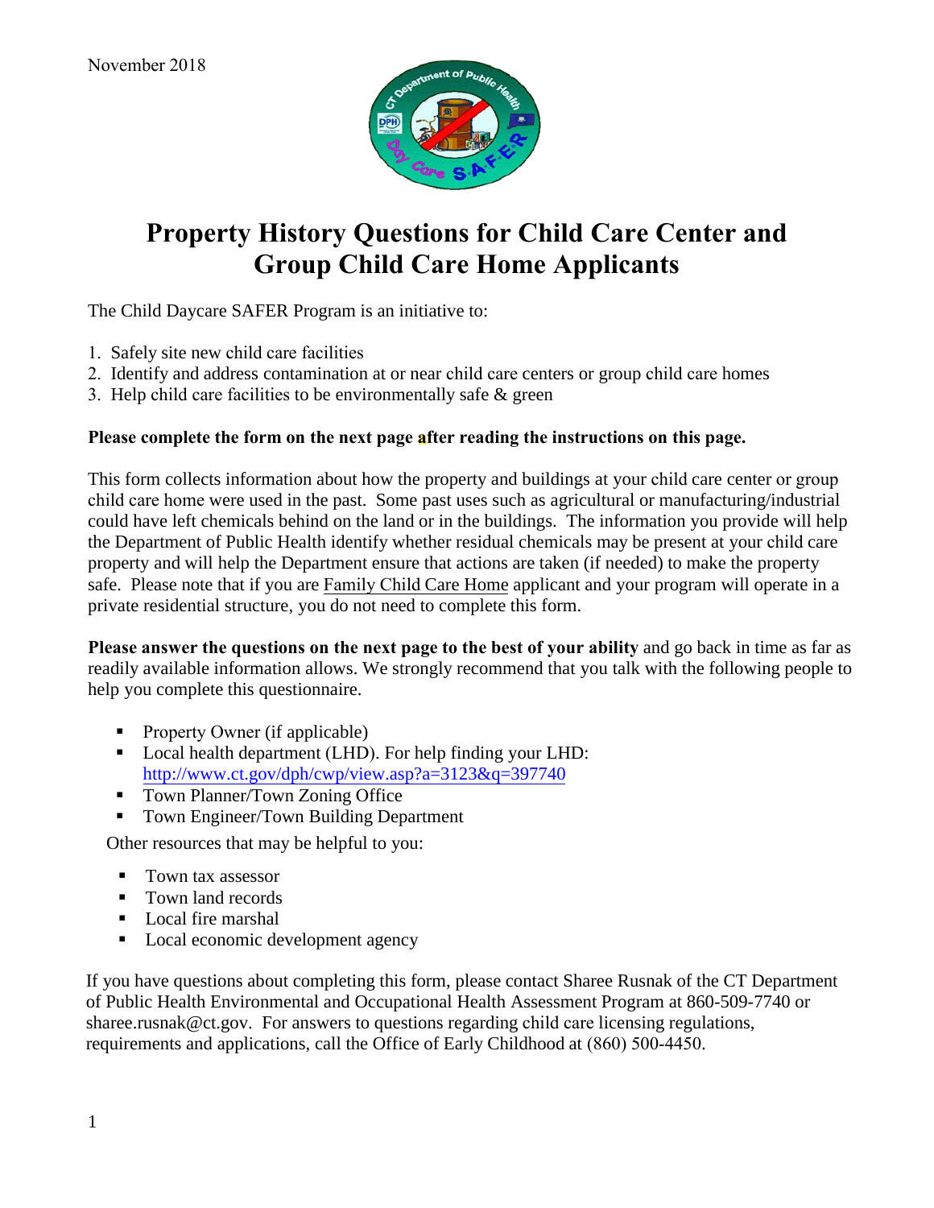November 2018

# Property History Questions for Child Care Center and Group Child Care Home Applicants

The Child Daycare SAFER Program is an initiative to:

1. Safely site new child care facilities
2. Identify and address contamination at or near child care centers or group child care homes
3. Help child care facilities to be environmentally safe & green

**Please complete the form on the next page after reading the instructions on this page.**

This form collects information about how the property and buildings at your child care center or group child care home were used in the past. Some past uses such as agricultural or manufacturing/industrial could have left chemicals behind on the land or in the buildings. The information you provide will help the Department of Public Health identify whether residual chemicals may be present at your child care property and will help the Department ensure that actions are taken (if needed) to make the property safe. Please note that if you are Family Child Care Home applicant and your program will operate in a private residential structure, you do not need to complete this form.

**Please answer the questions on the next page to the best of your ability** and go back in time as far as readily available information allows. We strongly recommend that you talk with the following people to help you complete this questionnaire.

- Property Owner (if applicable)
- Local health department (LHD). For help finding your LHD: http://www.ct.gov/dph/cwp/view.asp?a=3123&q=397740
- Town Planner/Town Zoning Office
- Town Engineer/Town Building Department

Other resources that may be helpful to you:

- Town tax assessor
- Town land records
- Local fire marshal
- Local economic development agency

If you have questions about completing this form, please contact Sharee Rusnak of the CT Department of Public Health Environmental and Occupational Health Assessment Program at 860-509-7740 or sharee.rusnak@ct.gov. For answers to questions regarding child care licensing regulations, requirements and applications, call the Office of Early Childhood at (860) 500-4450.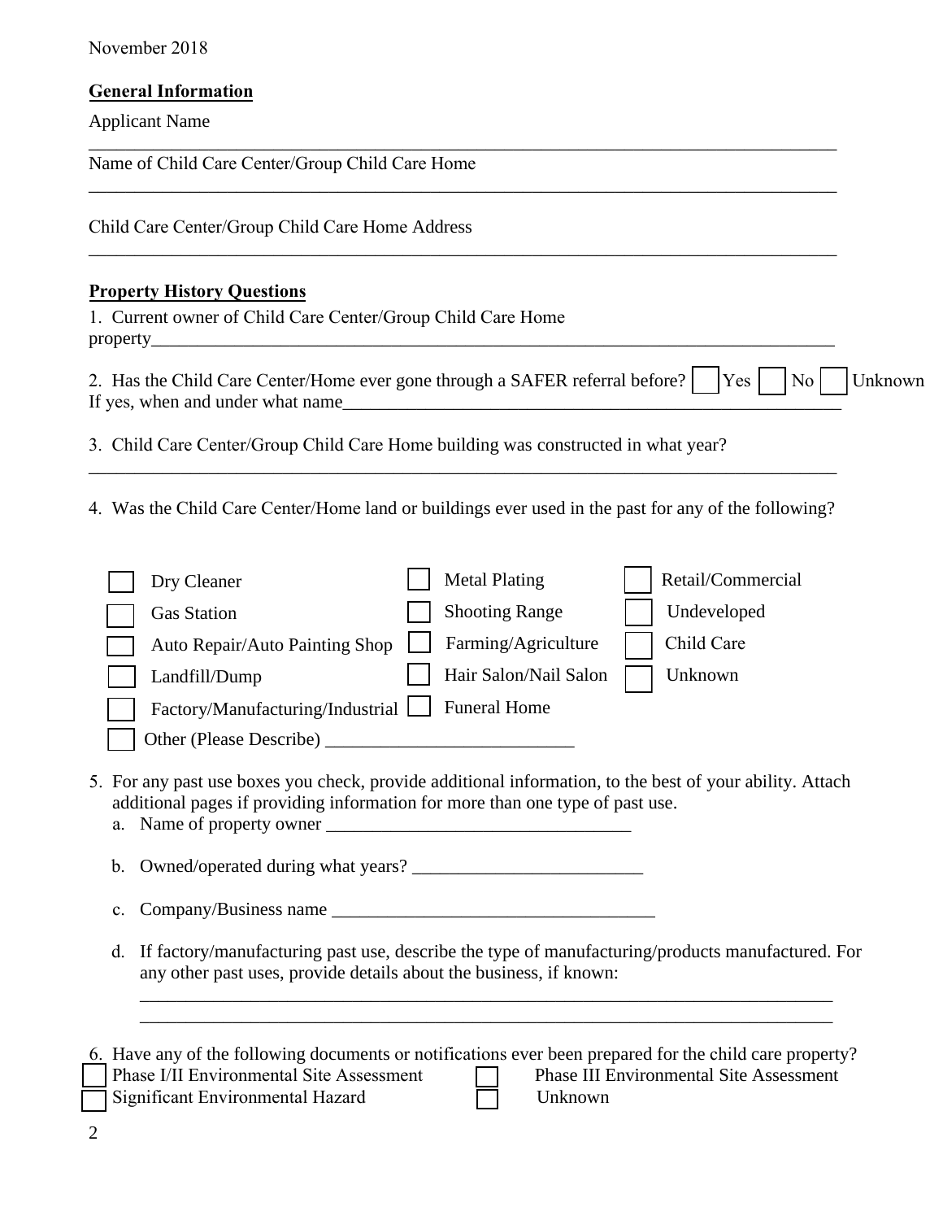November 2018

**General Information**

Applicant Name

___________________________________________________________________________________

Name of Child Care Center/Group Child Care Home

___________________________________________________________________________________

Child Care Center/Group Child Care Home Address

___________________________________________________________________________________

**Property History Questions**

1. Current owner of Child Care Center/Group Child Care Home property___________________________________________________________________________

2. Has the Child Care Center/Home ever gone through a SAFER referral before? ☐ Yes ☐ No ☐ Unknown
If yes, when and under what name_____________________________________________________________

3. Child Care Center/Group Child Care Home building was constructed in what year?

___________________________________________________________________________________

4. Was the Child Care Center/Home land or buildings ever used in the past for any of the following?

| | | |
|---|---|---|
| ☐ Dry Cleaner | ☐ Metal Plating | ☐ Retail/Commercial |
| ☐ Gas Station | ☐ Shooting Range | ☐ Undeveloped |
| ☐ Auto Repair/Auto Painting Shop | ☐ Farming/Agriculture | ☐ Child Care |
| ☐ Landfill/Dump | ☐ Hair Salon/Nail Salon | ☐ Unknown |
| ☐ Factory/Manufacturing/Industrial | ☐ Funeral Home | |

☐ Other (Please Describe) __________________________

5. For any past use boxes you check, provide additional information, to the best of your ability. Attach additional pages if providing information for more than one type of past use.
   a. Name of property owner _________________________________
   b. Owned/operated during what years? _________________________
   c. Company/Business name ___________________________________
   d. If factory/manufacturing past use, describe the type of manufacturing/products manufactured. For any other past uses, provide details about the business, if known:
   ______________________________________________________________________________
   ______________________________________________________________________________

6. Have any of the following documents or notifications ever been prepared for the child care property?

☐ Phase I/II Environmental Site Assessment ☐ Phase III Environmental Site Assessment
☐ Significant Environmental Hazard ☐ Unknown